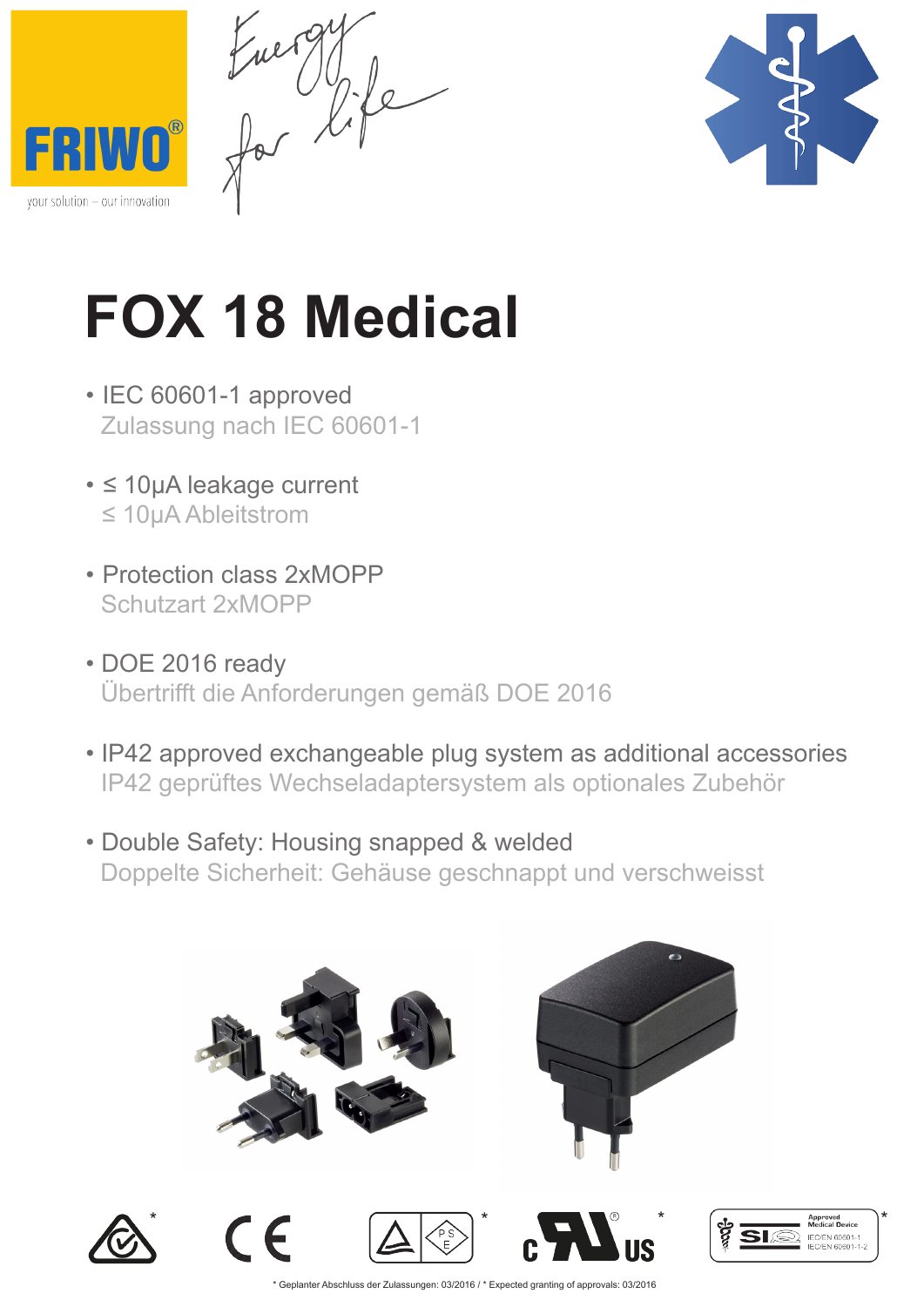FRIWO®

your solution – our innovation

Energy for life

# FOX 18 Medical

- IEC 60601-1 approved
  Zulassung nach IEC 60601-1
- ≤ 10µA leakage current
  ≤ 10µA Ableitstrom
- Protection class 2xMOPP
  Schutzart 2xMOPP
- DOE 2016 ready
  Übertrifft die Anforderungen gemäß DOE 2016
- IP42 approved exchangeable plug system as additional accessories
  IP42 geprüftes Wechseladaptersystem als optionales Zubehör
- Double Safety: Housing snapped & welded
  Doppelte Sicherheit: Gehäuse geschnappt und verschweisst

Approved Medical Device
IEC/EN 60601-1
IEC/EN 60601-1-2

* Geplanter Abschluss der Zulassungen: 03/2016 / * Expected granting of approvals: 03/2016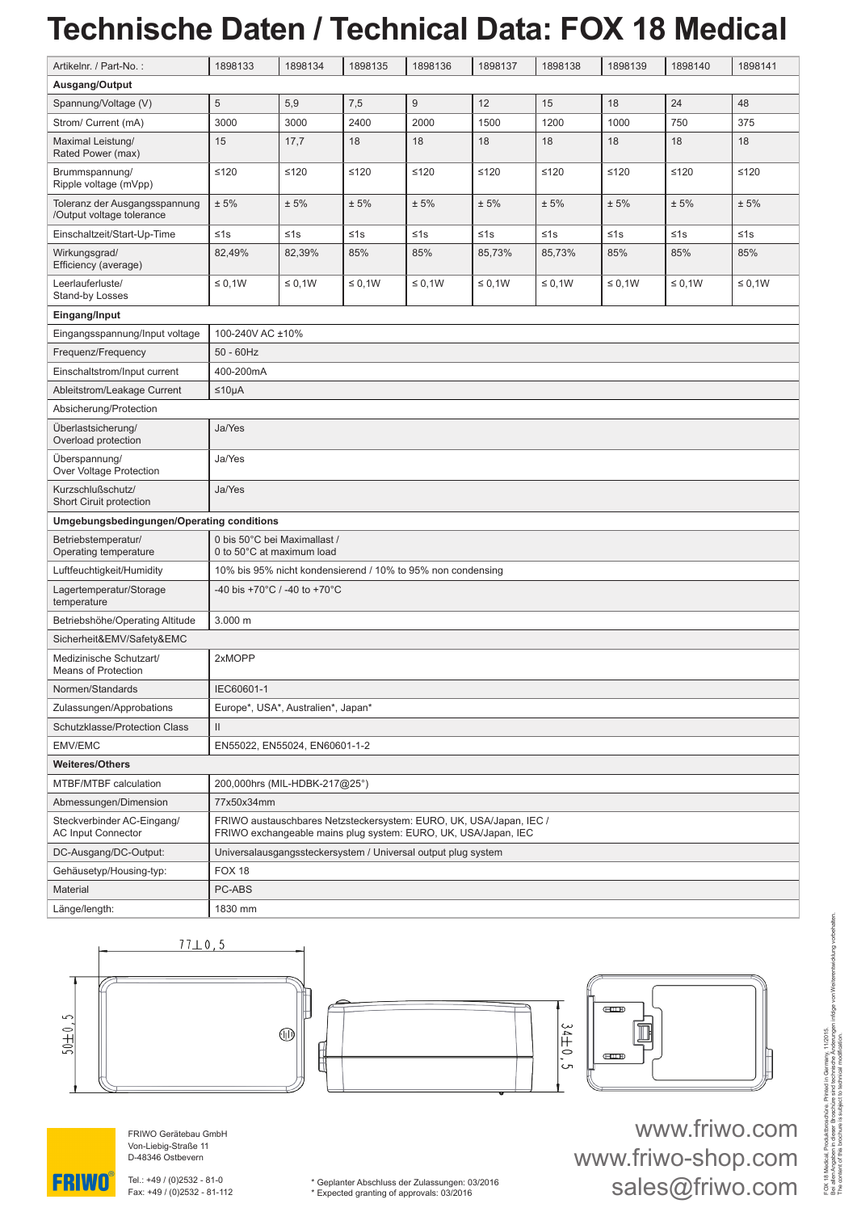# Technische Daten / Technical Data: FOX 18 Medical

| Artikelnr. / Part-No. : | 1898133 | 1898134 | 1898135 | 1898136 | 1898137 | 1898138 | 1898139 | 1898140 | 1898141 |
|---|---|---|---|---|---|---|---|---|---|
| **Ausgang/Output** | | | | | | | | | |
| Spannung/Voltage (V) | 5 | 5,9 | 7,5 | 9 | 12 | 15 | 18 | 24 | 48 |
| Strom/ Current (mA) | 3000 | 3000 | 2400 | 2000 | 1500 | 1200 | 1000 | 750 | 375 |
| Maximal Leistung/ Rated Power (max) | 15 | 17,7 | 18 | 18 | 18 | 18 | 18 | 18 | 18 |
| Brummspannung/ Ripple voltage (mVpp) | ≤120 | ≤120 | ≤120 | ≤120 | ≤120 | ≤120 | ≤120 | ≤120 | ≤120 |
| Toleranz der Ausgangsspannung /Output voltage tolerance | ± 5% | ± 5% | ± 5% | ± 5% | ± 5% | ± 5% | ± 5% | ± 5% | ± 5% |
| Einschaltzeit/Start-Up-Time | ≤1s | ≤1s | ≤1s | ≤1s | ≤1s | ≤1s | ≤1s | ≤1s | ≤1s |
| Wirkungsgrad/ Efficiency (average) | 82,49% | 82,39% | 85% | 85% | 85,73% | 85,73% | 85% | 85% | 85% |
| Leerlauferluste/ Stand-by Losses | ≤ 0,1W | ≤ 0,1W | ≤ 0,1W | ≤ 0,1W | ≤ 0,1W | ≤ 0,1W | ≤ 0,1W | ≤ 0,1W | ≤ 0,1W |
| **Eingang/Input** | | | | | | | | | |
| Eingangsspannung/Input voltage | 100-240V AC ±10% | | | | | | | | |
| Frequenz/Frequency | 50 - 60Hz | | | | | | | | |
| Einschaltstrom/Input current | 400-200mA | | | | | | | | |
| Ableitstrom/Leakage Current | ≤10µA | | | | | | | | |
| Absicherung/Protection | | | | | | | | | |
| Überlastsicherung/ Overload protection | Ja/Yes | | | | | | | | |
| Überspannung/ Over Voltage Protection | Ja/Yes | | | | | | | | |
| Kurzschlußschutz/ Short Ciruit protection | Ja/Yes | | | | | | | | |
| **Umgebungsbedingungen/Operating conditions** | | | | | | | | | |
| Betriebstemperatur/ Operating temperature | 0 bis 50°C bei Maximallast / 0 to 50°C at maximum load | | | | | | | | |
| Luftfeuchtigkeit/Humidity | 10% bis 95% nicht kondensierend / 10% to 95% non condensing | | | | | | | | |
| Lagertemperatur/Storage temperature | -40 bis +70°C / -40 to +70°C | | | | | | | | |
| Betriebshöhe/Operating Altitude | 3.000 m | | | | | | | | |
| Sicherheit&EMV/Safety&EMC | | | | | | | | | |
| Medizinische Schutzart/ Means of Protection | 2xMOPP | | | | | | | | |
| Normen/Standards | IEC60601-1 | | | | | | | | |
| Zulassungen/Approbations | Europe*, USA*, Australien*, Japan* | | | | | | | | |
| Schutzklasse/Protection Class | II | | | | | | | | |
| EMV/EMC | EN55022, EN55024, EN60601-1-2 | | | | | | | | |
| **Weiteres/Others** | | | | | | | | | |
| MTBF/MTBF calculation | 200,000hrs (MIL-HDBK-217@25°) | | | | | | | | |
| Abmessungen/Dimension | 77x50x34mm | | | | | | | | |
| Steckverbinder AC-Eingang/ AC Input Connector | FRIWO austauschbares Netzsteckersystem: EURO, UK, USA/Japan, IEC / FRIWO exchangeable mains plug system: EURO, UK, USA/Japan, IEC | | | | | | | | |
| DC-Ausgang/DC-Output: | Universalausgangssteckersystem / Universal output plug system | | | | | | | | |
| Gehäusetyp/Housing-typ: | FOX 18 | | | | | | | | |
| Material | PC-ABS | | | | | | | | |
| Länge/length: | 1830 mm | | | | | | | | |

77±0,5

50±0,5

34±0,5

FRIWO Gerätebau GmbH
Von-Liebig-Straße 11
D-48346 Ostbevern

Tel.: +49 / (0)2532 - 81-0
Fax: +49 / (0)2532 - 81-112

\* Geplanter Abschluss der Zulassungen: 03/2016
\* Expected granting of approvals: 03/2016

www.friwo.com
www.friwo-shop.com
sales@friwo.com

FOX 18 Medical. Produktbroschüre. Printed in Germany. 11/2015.
Bei allen Angaben in dieser Broschüre sind technische Änderungen infolge von Weiterentwicklung vorbehalten.
The content of this brochure is subject to technical modification.